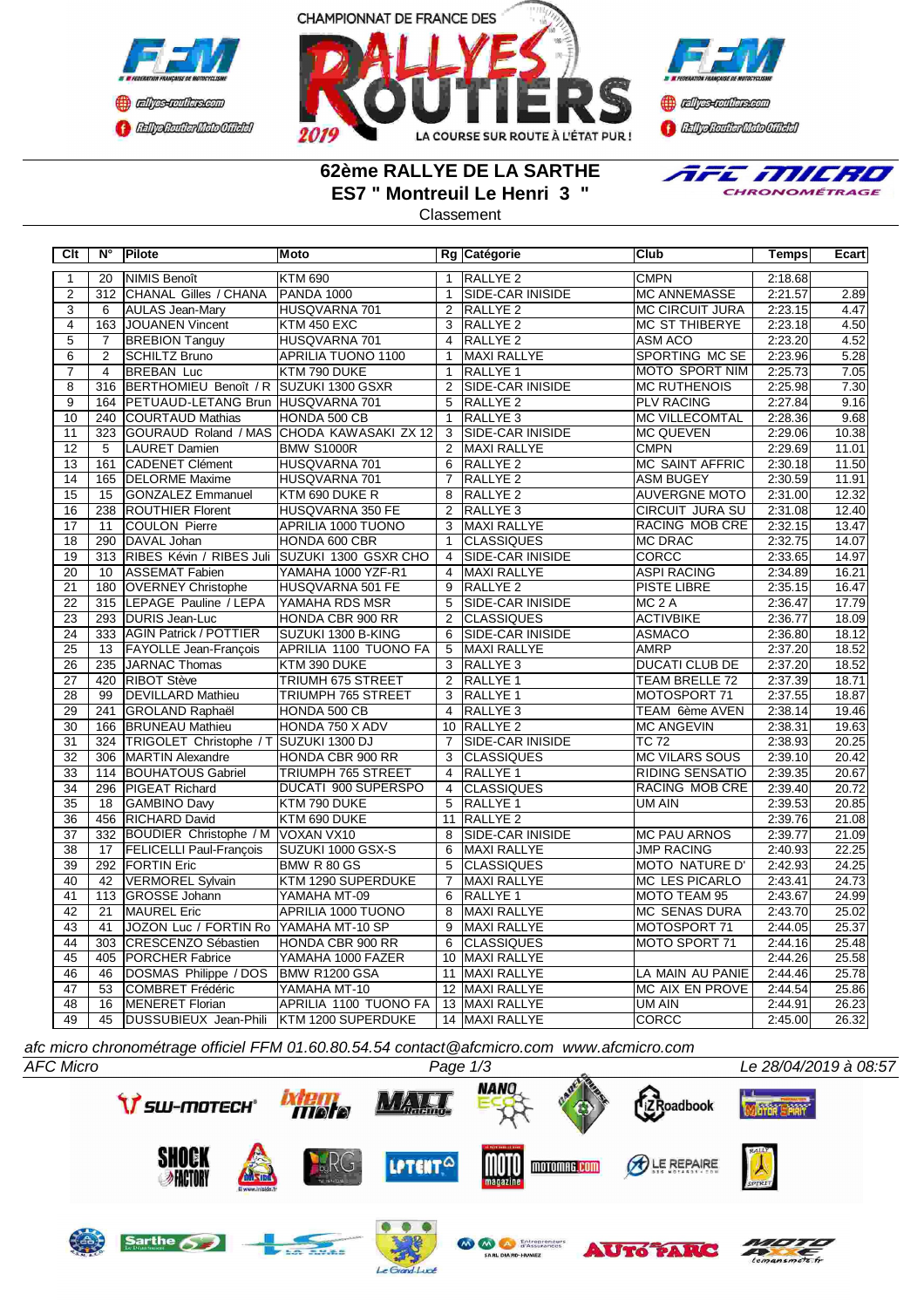CHAMPIONNAT DE FRANCE DES RALLYES ROUTIERS 2019

LA COURSE SUR ROUTE À L'ÉTAT PUR !

# 62ème RALLYE DE LA SARTHE

## ES7 " Montreuil Le Henri 3 "

Classement

| Clt | N° | Pilote | Moto | Rg | Catégorie | Club | Temps | Ecart |
|---|---|---|---|---|---|---|---|---|
| 1 | 20 | NIMIS Benoît | KTM 690 | 1 | RALLYE 2 | CMPN | 2:18.68 | |
| 2 | 312 | CHANAL Gilles / CHANA | PANDA 1000 | 1 | SIDE-CAR INISIDE | MC ANNEMASSE | 2:21.57 | 2.89 |
| 3 | 6 | AULAS Jean-Mary | HUSQVARNA 701 | 2 | RALLYE 2 | MC CIRCUIT JURA | 2:23.15 | 4.47 |
| 4 | 163 | JOUANEN Vincent | KTM 450 EXC | 3 | RALLYE 2 | MC ST THIBERYE | 2:23.18 | 4.50 |
| 5 | 7 | BREBION Tanguy | HUSQVARNA 701 | 4 | RALLYE 2 | ASM ACO | 2:23.20 | 4.52 |
| 6 | 2 | SCHILTZ Bruno | APRILIA TUONO 1100 | 1 | MAXI RALLYE | SPORTING MC SE | 2:23.96 | 5.28 |
| 7 | 4 | BREBAN Luc | KTM 790 DUKE | 1 | RALLYE 1 | MOTO SPORT NIM | 2:25.73 | 7.05 |
| 8 | 316 | BERTHOMIEU Benoît / R | SUZUKI 1300 GSXR | 2 | SIDE-CAR INISIDE | MC RUTHENOIS | 2:25.98 | 7.30 |
| 9 | 164 | PETUAUD-LETANG Brun | HUSQVARNA 701 | 5 | RALLYE 2 | PLV RACING | 2:27.84 | 9.16 |
| 10 | 240 | COURTAUD Mathias | HONDA 500 CB | 1 | RALLYE 3 | MC VILLECOMTAL | 2:28.36 | 9.68 |
| 11 | 323 | GOURAUD Roland / MAS | CHODA KAWASAKI ZX 12 | 3 | SIDE-CAR INISIDE | MC QUEVEN | 2:29.06 | 10.38 |
| 12 | 5 | LAURET Damien | BMW S1000R | 2 | MAXI RALLYE | CMPN | 2:29.69 | 11.01 |
| 13 | 161 | CADENET Clément | HUSQVARNA 701 | 6 | RALLYE 2 | MC SAINT AFFRIC | 2:30.18 | 11.50 |
| 14 | 165 | DELORME Maxime | HUSQVARNA 701 | 7 | RALLYE 2 | ASM BUGEY | 2:30.59 | 11.91 |
| 15 | 15 | GONZALEZ Emmanuel | KTM 690 DUKE R | 8 | RALLYE 2 | AUVERGNE MOTO | 2:31.00 | 12.32 |
| 16 | 238 | ROUTHIER Florent | HUSQVARNA 350 FE | 2 | RALLYE 3 | CIRCUIT JURA SU | 2:31.08 | 12.40 |
| 17 | 11 | COULON Pierre | APRILIA 1000 TUONO | 3 | MAXI RALLYE | RACING MOB CRE | 2:32.15 | 13.47 |
| 18 | 290 | DAVAL Johan | HONDA 600 CBR | 1 | CLASSIQUES | MC DRAC | 2:32.75 | 14.07 |
| 19 | 313 | RIBES Kévin / RIBES Juli | SUZUKI 1300 GSXR CHO | 4 | SIDE-CAR INISIDE | CORCC | 2:33.65 | 14.97 |
| 20 | 10 | ASSEMAT Fabien | YAMAHA 1000 YZF-R1 | 4 | MAXI RALLYE | ASPI RACING | 2:34.89 | 16.21 |
| 21 | 180 | OVERNEY Christophe | HUSQVARNA 501 FE | 9 | RALLYE 2 | PISTE LIBRE | 2:35.15 | 16.47 |
| 22 | 315 | LEPAGE Pauline / LEPA | YAMAHA RDS MSR | 5 | SIDE-CAR INISIDE | MC 2 A | 2:36.47 | 17.79 |
| 23 | 293 | DURIS Jean-Luc | HONDA CBR 900 RR | 2 | CLASSIQUES | ACTIVBIKE | 2:36.77 | 18.09 |
| 24 | 333 | AGIN Patrick / POTTIER | SUZUKI 1300 B-KING | 6 | SIDE-CAR INISIDE | ASMACO | 2:36.80 | 18.12 |
| 25 | 13 | FAYOLLE Jean-François | APRILIA 1100 TUONO FA | 5 | MAXI RALLYE | AMRP | 2:37.20 | 18.52 |
| 26 | 235 | JARNAC Thomas | KTM 390 DUKE | 3 | RALLYE 3 | DUCATI CLUB DE | 2:37.20 | 18.52 |
| 27 | 420 | RIBOT Stève | TRIUMH 675 STREET | 2 | RALLYE 1 | TEAM BRELLE 72 | 2:37.39 | 18.71 |
| 28 | 99 | DEVILLARD Mathieu | TRIUMPH 765 STREET | 3 | RALLYE 1 | MOTOSPORT 71 | 2:37.55 | 18.87 |
| 29 | 241 | GROLAND Raphaël | HONDA 500 CB | 4 | RALLYE 3 | TEAM 6ème AVEN | 2:38.14 | 19.46 |
| 30 | 166 | BRUNEAU Mathieu | HONDA 750 X ADV | 10 | RALLYE 2 | MC ANGEVIN | 2:38.31 | 19.63 |
| 31 | 324 | TRIGOLET Christophe / T | SUZUKI 1300 DJ | 7 | SIDE-CAR INISIDE | TC 72 | 2:38.93 | 20.25 |
| 32 | 306 | MARTIN Alexandre | HONDA CBR 900 RR | 3 | CLASSIQUES | MC VILARS SOUS | 2:39.10 | 20.42 |
| 33 | 114 | BOUHATOUS Gabriel | TRIUMPH 765 STREET | 4 | RALLYE 1 | RIDING SENSATIO | 2:39.35 | 20.67 |
| 34 | 296 | PIGEAT Richard | DUCATI 900 SUPERSPO | 4 | CLASSIQUES | RACING MOB CRE | 2:39.40 | 20.72 |
| 35 | 18 | GAMBINO Davy | KTM 790 DUKE | 5 | RALLYE 1 | UM AIN | 2:39.53 | 20.85 |
| 36 | 456 | RICHARD David | KTM 690 DUKE | 11 | RALLYE 2 | | 2:39.76 | 21.08 |
| 37 | 332 | BOUDIER Christophe / M | VOXAN VX10 | 8 | SIDE-CAR INISIDE | MC PAU ARNOS | 2:39.77 | 21.09 |
| 38 | 17 | FELICELLI Paul-François | SUZUKI 1000 GSX-S | 6 | MAXI RALLYE | JMP RACING | 2:40.93 | 22.25 |
| 39 | 292 | FORTIN Eric | BMW R 80 GS | 5 | CLASSIQUES | MOTO NATURE D' | 2:42.93 | 24.25 |
| 40 | 42 | VERMOREL Sylvain | KTM 1290 SUPERDUKE | 7 | MAXI RALLYE | MC LES PICARLO | 2:43.41 | 24.73 |
| 41 | 113 | GROSSE Johann | YAMAHA MT-09 | 6 | RALLYE 1 | MOTO TEAM 95 | 2:43.67 | 24.99 |
| 42 | 21 | MAUREL Eric | APRILIA 1000 TUONO | 8 | MAXI RALLYE | MC SENAS DURA | 2:43.70 | 25.02 |
| 43 | 41 | JOZON Luc / FORTIN Ro | YAMAHA MT-10 SP | 9 | MAXI RALLYE | MOTOSPORT 71 | 2:44.05 | 25.37 |
| 44 | 303 | CRESCENZO Sébastien | HONDA CBR 900 RR | 6 | CLASSIQUES | MOTO SPORT 71 | 2:44.16 | 25.48 |
| 45 | 405 | PORCHER Fabrice | YAMAHA 1000 FAZER | 10 | MAXI RALLYE | | 2:44.26 | 25.58 |
| 46 | 46 | DOSMAS Philippe / DOS | BMW R1200 GSA | 11 | MAXI RALLYE | LA MAIN AU PANIE | 2:44.46 | 25.78 |
| 47 | 53 | COMBRET Frédéric | YAMAHA MT-10 | 12 | MAXI RALLYE | MC AIX EN PROVE | 2:44.54 | 25.86 |
| 48 | 16 | MENERET Florian | APRILIA 1100 TUONO FA | 13 | MAXI RALLYE | UM AIN | 2:44.91 | 26.23 |
| 49 | 45 | DUSSUBIEUX Jean-Phili | KTM 1200 SUPERDUKE | 14 | MAXI RALLYE | CORCC | 2:45.00 | 26.32 |

*afc micro chronométrage officiel FFM 01.60.80.54.54 contact@afcmicro.com www.afcmicro.com*

*AFC Micro* — *Le 28/04/2019 à 08:57*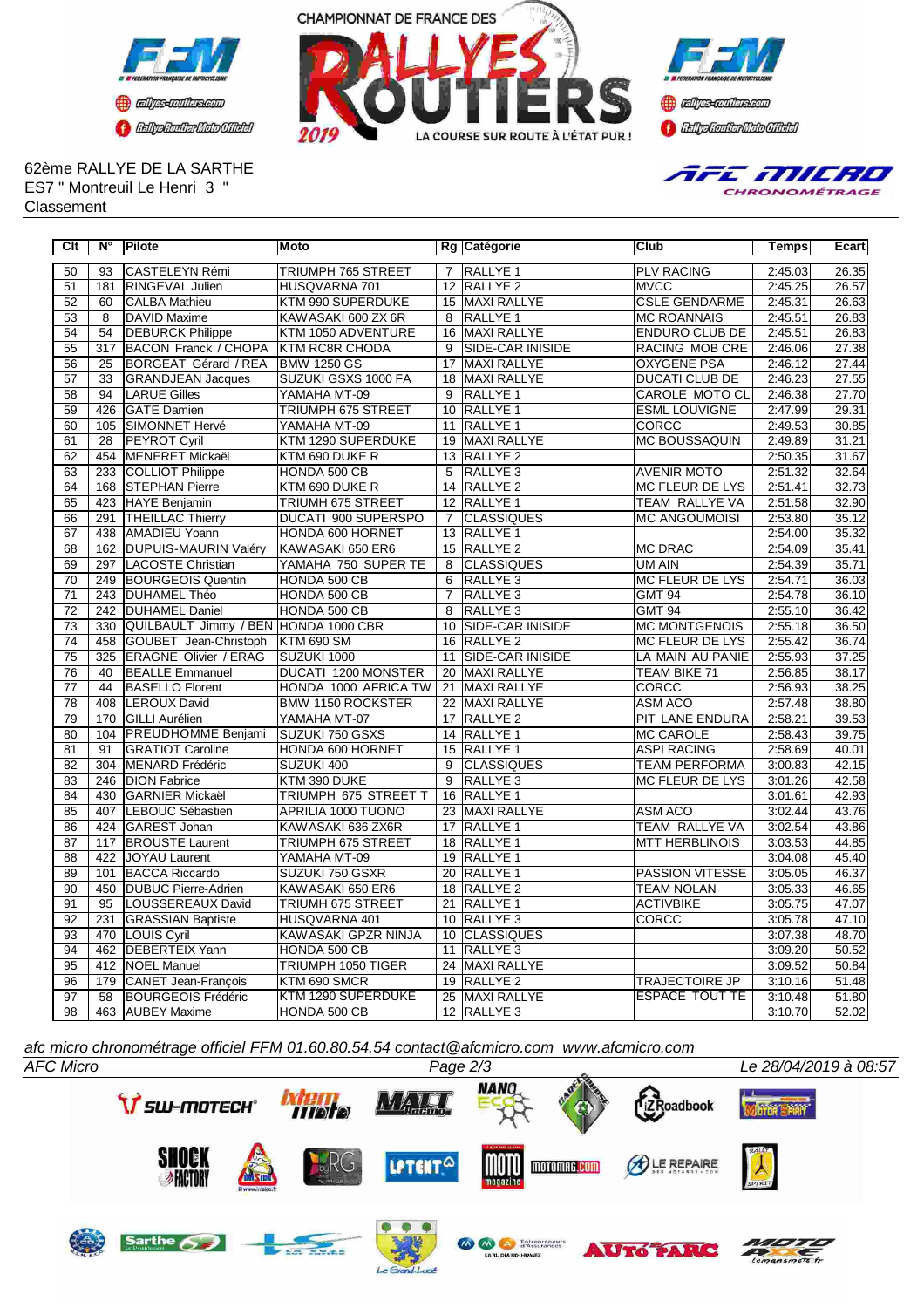CHAMPIONNAT DE FRANCE DES RALLYES ROUTIERS 2019 — LA COURSE SUR ROUTE À L'ÉTAT PUR !

62ème RALLYE DE LA SARTHE
ES7 " Montreuil Le Henri 3 "
Classement

| Clt | N° | Pilote | Moto | Rg | Catégorie | Club | Temps | Ecart |
|---|---|---|---|---|---|---|---|---|
| 50 | 93 | CASTELEYN Rémi | TRIUMPH 765 STREET | 7 | RALLYE 1 | PLV RACING | 2:45.03 | 26.35 |
| 51 | 181 | RINGEVAL Julien | HUSQVARNA 701 | 12 | RALLYE 2 | MVCC | 2:45.25 | 26.57 |
| 52 | 60 | CALBA Mathieu | KTM 990 SUPERDUKE | 15 | MAXI RALLYE | CSLE GENDARME | 2:45.31 | 26.63 |
| 53 | 8 | DAVID Maxime | KAWASAKI 600 ZX 6R | 8 | RALLYE 1 | MC ROANNAIS | 2:45.51 | 26.83 |
| 54 | 54 | DEBURCK Philippe | KTM 1050 ADVENTURE | 16 | MAXI RALLYE | ENDURO CLUB DE | 2:45.51 | 26.83 |
| 55 | 317 | BACON Franck / CHOPA | KTM RC8R CHODA | 9 | SIDE-CAR INISIDE | RACING MOB CRE | 2:46.06 | 27.38 |
| 56 | 25 | BORGEAT Gérard / REA | BMW 1250 GS | 17 | MAXI RALLYE | OXYGENE PSA | 2:46.12 | 27.44 |
| 57 | 33 | GRANDJEAN Jacques | SUZUKI GSXS 1000 FA | 18 | MAXI RALLYE | DUCATI CLUB DE | 2:46.23 | 27.55 |
| 58 | 94 | LARUE Gilles | YAMAHA MT-09 | 9 | RALLYE 1 | CAROLE MOTO CL | 2:46.38 | 27.70 |
| 59 | 426 | GATE Damien | TRIUMPH 675 STREET | 10 | RALLYE 1 | ESML LOUVIGNE | 2:47.99 | 29.31 |
| 60 | 105 | SIMONNET Hervé | YAMAHA MT-09 | 11 | RALLYE 1 | CORCC | 2:49.53 | 30.85 |
| 61 | 28 | PEYROT Cyril | KTM 1290 SUPERDUKE | 19 | MAXI RALLYE | MC BOUSSAQUIN | 2:49.89 | 31.21 |
| 62 | 454 | MENERET Mickaël | KTM 690 DUKE R | 13 | RALLYE 2 | | 2:50.35 | 31.67 |
| 63 | 233 | COLLIOT Philippe | HONDA 500 CB | 5 | RALLYE 3 | AVENIR MOTO | 2:51.32 | 32.64 |
| 64 | 168 | STEPHAN Pierre | KTM 690 DUKE R | 14 | RALLYE 2 | MC FLEUR DE LYS | 2:51.41 | 32.73 |
| 65 | 423 | HAYE Benjamin | TRIUMH 675 STREET | 12 | RALLYE 1 | TEAM RALLYE VA | 2:51.58 | 32.90 |
| 66 | 291 | THEILLAC Thierry | DUCATI 900 SUPERSPO | 7 | CLASSIQUES | MC ANGOUMOISI | 2:53.80 | 35.12 |
| 67 | 438 | AMADIEU Yoann | HONDA 600 HORNET | 13 | RALLYE 1 | | 2:54.00 | 35.32 |
| 68 | 162 | DUPUIS-MAURIN Valéry | KAWASAKI 650 ER6 | 15 | RALLYE 2 | MC DRAC | 2:54.09 | 35.41 |
| 69 | 297 | LACOSTE Christian | YAMAHA 750 SUPER TE | 8 | CLASSIQUES | UM AIN | 2:54.39 | 35.71 |
| 70 | 249 | BOURGEOIS Quentin | HONDA 500 CB | 6 | RALLYE 3 | MC FLEUR DE LYS | 2:54.71 | 36.03 |
| 71 | 243 | DUHAMEL Théo | HONDA 500 CB | 7 | RALLYE 3 | GMT 94 | 2:54.78 | 36.10 |
| 72 | 242 | DUHAMEL Daniel | HONDA 500 CB | 8 | RALLYE 3 | GMT 94 | 2:55.10 | 36.42 |
| 73 | 330 | QUILBAULT Jimmy / BEN | HONDA 1000 CBR | 10 | SIDE-CAR INISIDE | MC MONTGENOIS | 2:55.18 | 36.50 |
| 74 | 458 | GOUBET Jean-Christoph | KTM 690 SM | 16 | RALLYE 2 | MC FLEUR DE LYS | 2:55.42 | 36.74 |
| 75 | 325 | ERAGNE Olivier / ERAG | SUZUKI 1000 | 11 | SIDE-CAR INISIDE | LA MAIN AU PANIE | 2:55.93 | 37.25 |
| 76 | 40 | BEALLE Emmanuel | DUCATI 1200 MONSTER | 20 | MAXI RALLYE | TEAM BIKE 71 | 2:56.85 | 38.17 |
| 77 | 44 | BASELLO Florent | HONDA 1000 AFRICA TW | 21 | MAXI RALLYE | CORCC | 2:56.93 | 38.25 |
| 78 | 408 | LEROUX David | BMW 1150 ROCKSTER | 22 | MAXI RALLYE | ASM ACO | 2:57.48 | 38.80 |
| 79 | 170 | GILLI Aurélien | YAMAHA MT-07 | 17 | RALLYE 2 | PIT LANE ENDURA | 2:58.21 | 39.53 |
| 80 | 104 | PREUDHOMME Benjami | SUZUKI 750 GSXS | 14 | RALLYE 1 | MC CAROLE | 2:58.43 | 39.75 |
| 81 | 91 | GRATIOT Caroline | HONDA 600 HORNET | 15 | RALLYE 1 | ASPI RACING | 2:58.69 | 40.01 |
| 82 | 304 | MENARD Frédéric | SUZUKI 400 | 9 | CLASSIQUES | TEAM PERFORMA | 3:00.83 | 42.15 |
| 83 | 246 | DION Fabrice | KTM 390 DUKE | 9 | RALLYE 3 | MC FLEUR DE LYS | 3:01.26 | 42.58 |
| 84 | 430 | GARNIER Mickaël | TRIUMPH 675 STREET T | 16 | RALLYE 1 | | 3:01.61 | 42.93 |
| 85 | 407 | LEBOUC Sébastien | APRILIA 1000 TUONO | 23 | MAXI RALLYE | ASM ACO | 3:02.44 | 43.76 |
| 86 | 424 | GAREST Johan | KAWASAKI 636 ZX6R | 17 | RALLYE 1 | TEAM RALLYE VA | 3:02.54 | 43.86 |
| 87 | 117 | BROUSTE Laurent | TRIUMPH 675 STREET | 18 | RALLYE 1 | MTT HERBLINOIS | 3:03.53 | 44.85 |
| 88 | 422 | JOYAU Laurent | YAMAHA MT-09 | 19 | RALLYE 1 | | 3:04.08 | 45.40 |
| 89 | 101 | BACCA Riccardo | SUZUKI 750 GSXR | 20 | RALLYE 1 | PASSION VITESSE | 3:05.05 | 46.37 |
| 90 | 450 | DUBUC Pierre-Adrien | KAWASAKI 650 ER6 | 18 | RALLYE 2 | TEAM NOLAN | 3:05.33 | 46.65 |
| 91 | 95 | LOUSSEREAUX David | TRIUMH 675 STREET | 21 | RALLYE 1 | ACTIVBIKE | 3:05.75 | 47.07 |
| 92 | 231 | GRASSIAN Baptiste | HUSQVARNA 401 | 10 | RALLYE 3 | CORCC | 3:05.78 | 47.10 |
| 93 | 470 | LOUIS Cyril | KAWASAKI GPZR NINJA | 10 | CLASSIQUES | | 3:07.38 | 48.70 |
| 94 | 462 | DEBERTEIX Yann | HONDA 500 CB | 11 | RALLYE 3 | | 3:09.20 | 50.52 |
| 95 | 412 | NOEL Manuel | TRIUMPH 1050 TIGER | 24 | MAXI RALLYE | | 3:09.52 | 50.84 |
| 96 | 179 | CANET Jean-François | KTM 690 SMCR | 19 | RALLYE 2 | TRAJECTOIRE JP | 3:10.16 | 51.48 |
| 97 | 58 | BOURGEOIS Frédéric | KTM 1290 SUPERDUKE | 25 | MAXI RALLYE | ESPACE TOUT TE | 3:10.48 | 51.80 |
| 98 | 463 | AUBEY Maxime | HONDA 500 CB | 12 | RALLYE 3 | | 3:10.70 | 52.02 |

*afc micro chronométrage officiel FFM 01.60.80.54.54 contact@afcmicro.com www.afcmicro.com*

*AFC Micro* — *Le 28/04/2019 à 08:57*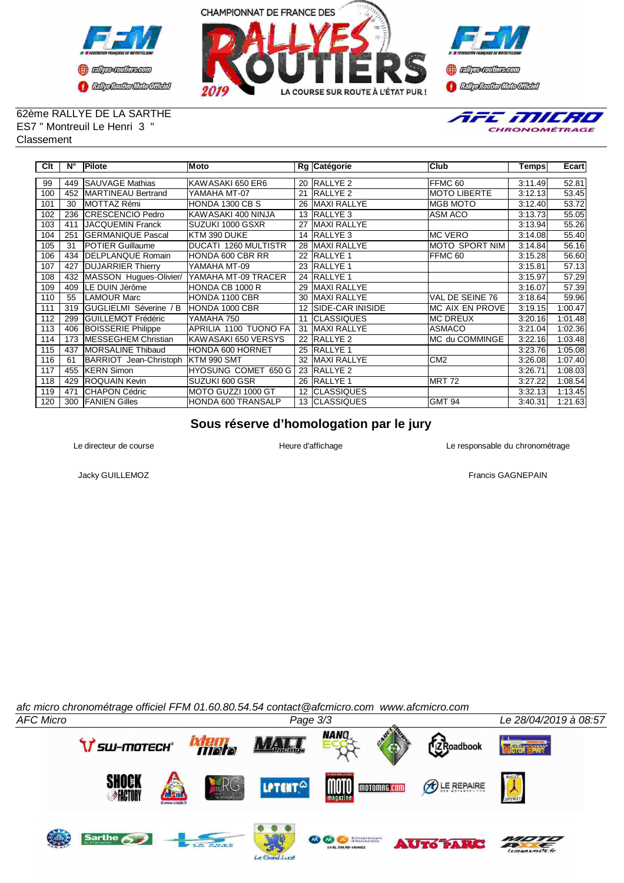62ème RALLYE DE LA SARTHE
ES7 " Montreuil Le Henri 3 "
Classement

| Clt | N° | Pilote | Moto | Rg | Catégorie | Club | Temps | Ecart |
|---|---|---|---|---|---|---|---|---|
| 99 | 449 | SAUVAGE Mathias | KAWASAKI 650 ER6 | 20 | RALLYE 2 | FFMC 60 | 3:11.49 | 52.81 |
| 100 | 452 | MARTINEAU Bertrand | YAMAHA MT-07 | 21 | RALLYE 2 | MOTO LIBERTE | 3:12.13 | 53.45 |
| 101 | 30 | MOTTAZ Rémi | HONDA 1300 CB S | 26 | MAXI RALLYE | MGB MOTO | 3:12.40 | 53.72 |
| 102 | 236 | CRESCENCIO Pedro | KAWASAKI 400 NINJA | 13 | RALLYE 3 | ASM ACO | 3:13.73 | 55.05 |
| 103 | 411 | JACQUEMIN Franck | SUZUKI 1000 GSXR | 27 | MAXI RALLYE | | 3:13.94 | 55.26 |
| 104 | 251 | GERMANIQUE Pascal | KTM 390 DUKE | 14 | RALLYE 3 | MC VERO | 3:14.08 | 55.40 |
| 105 | 31 | POTIER Guillaume | DUCATI 1260 MULTISTR | 28 | MAXI RALLYE | MOTO SPORT NIM | 3:14.84 | 56.16 |
| 106 | 434 | DELPLANQUE Romain | HONDA 600 CBR RR | 22 | RALLYE 1 | FFMC 60 | 3:15.28 | 56.60 |
| 107 | 427 | DUJARRIER Thierry | YAMAHA MT-09 | 23 | RALLYE 1 | | 3:15.81 | 57.13 |
| 108 | 432 | MASSON Hugues-Olivier/ | YAMAHA MT-09 TRACER | 24 | RALLYE 1 | | 3:15.97 | 57.29 |
| 109 | 409 | LE DUIN Jérôme | HONDA CB 1000 R | 29 | MAXI RALLYE | | 3:16.07 | 57.39 |
| 110 | 55 | LAMOUR Marc | HONDA 1100 CBR | 30 | MAXI RALLYE | VAL DE SEINE 76 | 3:18.64 | 59.96 |
| 111 | 319 | GUGLIELMI Séverine / B | HONDA 1000 CBR | 12 | SIDE-CAR INISIDE | MC AIX EN PROVE | 3:19.15 | 1:00.47 |
| 112 | 299 | GUILLEMOT Frédéric | YAMAHA 750 | 11 | CLASSIQUES | MC DREUX | 3:20.16 | 1:01.48 |
| 113 | 406 | BOISSERIE Philippe | APRILIA 1100 TUONO FA | 31 | MAXI RALLYE | ASMACO | 3:21.04 | 1:02.36 |
| 114 | 173 | MESSEGHEM Christian | KAWASAKI 650 VERSYS | 22 | RALLYE 2 | MC du COMMINGE | 3:22.16 | 1:03.48 |
| 115 | 437 | MORSALINE Thibaud | HONDA 600 HORNET | 25 | RALLYE 1 | | 3:23.76 | 1:05.08 |
| 116 | 61 | BARRIOT Jean-Christoph | KTM 990 SMT | 32 | MAXI RALLYE | CM2 | 3:26.08 | 1:07.40 |
| 117 | 455 | KERN Simon | HYOSUNG COMET 650 G | 23 | RALLYE 2 | | 3:26.71 | 1:08.03 |
| 118 | 429 | ROQUAIN Kevin | SUZUKI 600 GSR | 26 | RALLYE 1 | MRT 72 | 3:27.22 | 1:08.54 |
| 119 | 471 | CHAPON Cédric | MOTO GUZZI 1000 GT | 12 | CLASSIQUES | | 3:32.13 | 1:13.45 |
| 120 | 300 | FANIEN Gilles | HONDA 600 TRANSALP | 13 | CLASSIQUES | GMT 94 | 3:40.31 | 1:21.63 |

**Sous réserve d'homologation par le jury**

Le directeur de course — Heure d'affichage — Le responsable du chronométrage

Jacky GUILLEMOZ — Francis GAGNEPAIN

*afc micro chronométrage officiel FFM 01.60.80.54.54 contact@afcmicro.com www.afcmicro.com*

*AFC Micro* — *Le 28/04/2019 à 08:57*